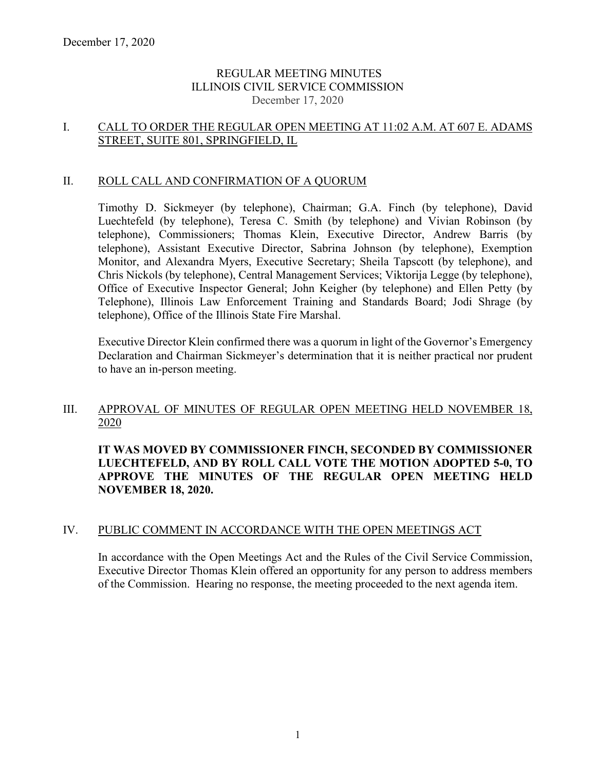December 17, 2020

# REGULAR MEETING MINUTES
# ILLINOIS CIVIL SERVICE COMMISSION
December 17, 2020

## I. CALL TO ORDER THE REGULAR OPEN MEETING AT 11:02 A.M. AT 607 E. ADAMS STREET, SUITE 801, SPRINGFIELD, IL

## II. ROLL CALL AND CONFIRMATION OF A QUORUM

Timothy D. Sickmeyer (by telephone), Chairman; G.A. Finch (by telephone), David Luechtefeld (by telephone), Teresa C. Smith (by telephone) and Vivian Robinson (by telephone), Commissioners; Thomas Klein, Executive Director, Andrew Barris (by telephone), Assistant Executive Director, Sabrina Johnson (by telephone), Exemption Monitor, and Alexandra Myers, Executive Secretary; Sheila Tapscott (by telephone), and Chris Nickols (by telephone), Central Management Services; Viktorija Legge (by telephone), Office of Executive Inspector General; John Keigher (by telephone) and Ellen Petty (by Telephone), Illinois Law Enforcement Training and Standards Board; Jodi Shrage (by telephone), Office of the Illinois State Fire Marshal.

Executive Director Klein confirmed there was a quorum in light of the Governor's Emergency Declaration and Chairman Sickmeyer's determination that it is neither practical nor prudent to have an in-person meeting.

## III. APPROVAL OF MINUTES OF REGULAR OPEN MEETING HELD NOVEMBER 18, 2020

**IT WAS MOVED BY COMMISSIONER FINCH, SECONDED BY COMMISSIONER LUECHTEFELD, AND BY ROLL CALL VOTE THE MOTION ADOPTED 5-0, TO APPROVE THE MINUTES OF THE REGULAR OPEN MEETING HELD NOVEMBER 18, 2020.**

## IV. PUBLIC COMMENT IN ACCORDANCE WITH THE OPEN MEETINGS ACT

In accordance with the Open Meetings Act and the Rules of the Civil Service Commission, Executive Director Thomas Klein offered an opportunity for any person to address members of the Commission. Hearing no response, the meeting proceeded to the next agenda item.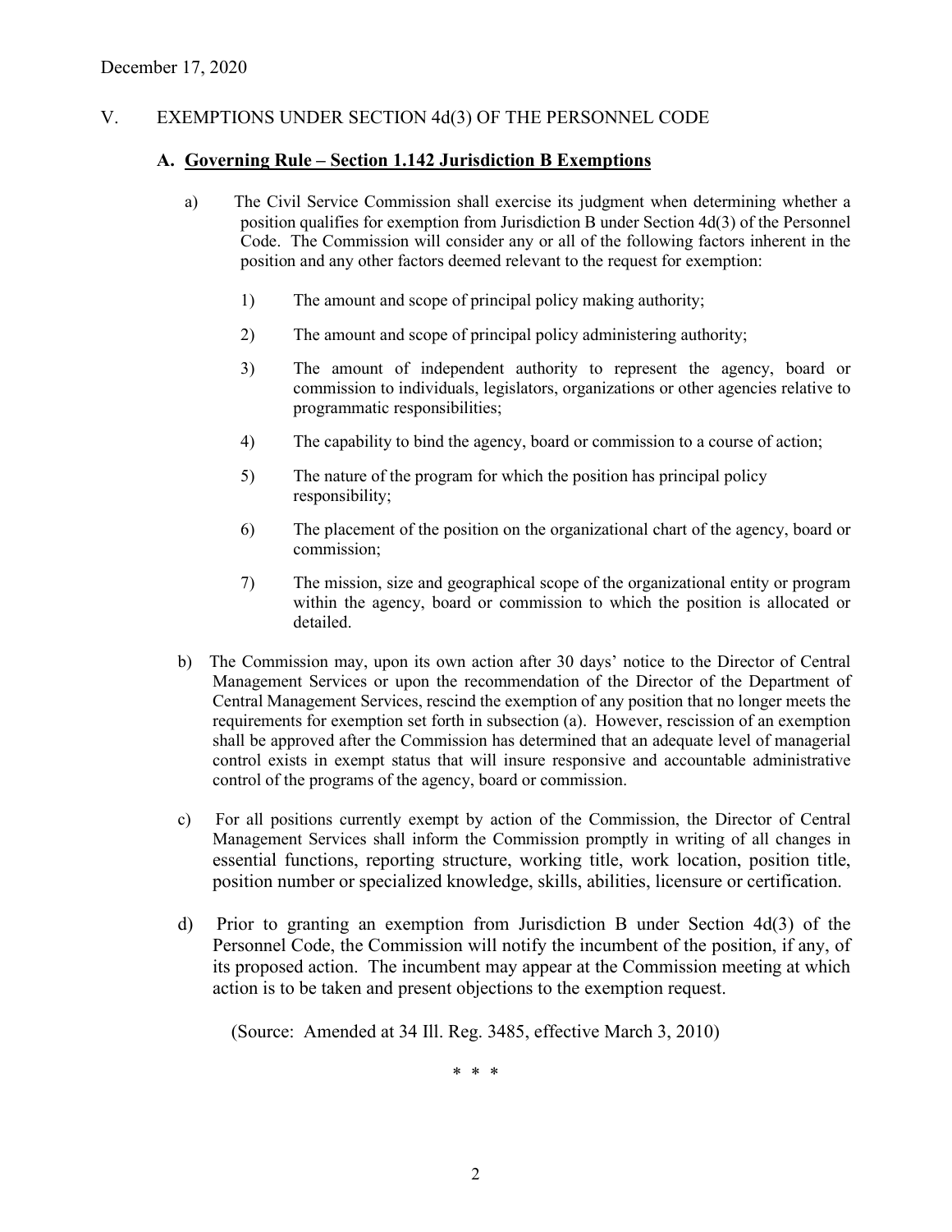December 17, 2020

## V. EXEMPTIONS UNDER SECTION 4d(3) OF THE PERSONNEL CODE

### A. Governing Rule – Section 1.142 Jurisdiction B Exemptions

a) The Civil Service Commission shall exercise its judgment when determining whether a position qualifies for exemption from Jurisdiction B under Section 4d(3) of the Personnel Code. The Commission will consider any or all of the following factors inherent in the position and any other factors deemed relevant to the request for exemption:

1) The amount and scope of principal policy making authority;

2) The amount and scope of principal policy administering authority;

3) The amount of independent authority to represent the agency, board or commission to individuals, legislators, organizations or other agencies relative to programmatic responsibilities;

4) The capability to bind the agency, board or commission to a course of action;

5) The nature of the program for which the position has principal policy responsibility;

6) The placement of the position on the organizational chart of the agency, board or commission;

7) The mission, size and geographical scope of the organizational entity or program within the agency, board or commission to which the position is allocated or detailed.

b) The Commission may, upon its own action after 30 days' notice to the Director of Central Management Services or upon the recommendation of the Director of the Department of Central Management Services, rescind the exemption of any position that no longer meets the requirements for exemption set forth in subsection (a). However, rescission of an exemption shall be approved after the Commission has determined that an adequate level of managerial control exists in exempt status that will insure responsive and accountable administrative control of the programs of the agency, board or commission.

c) For all positions currently exempt by action of the Commission, the Director of Central Management Services shall inform the Commission promptly in writing of all changes in essential functions, reporting structure, working title, work location, position title, position number or specialized knowledge, skills, abilities, licensure or certification.

d) Prior to granting an exemption from Jurisdiction B under Section 4d(3) of the Personnel Code, the Commission will notify the incumbent of the position, if any, of its proposed action. The incumbent may appear at the Commission meeting at which action is to be taken and present objections to the exemption request.

(Source: Amended at 34 Ill. Reg. 3485, effective March 3, 2010)

\* \* \*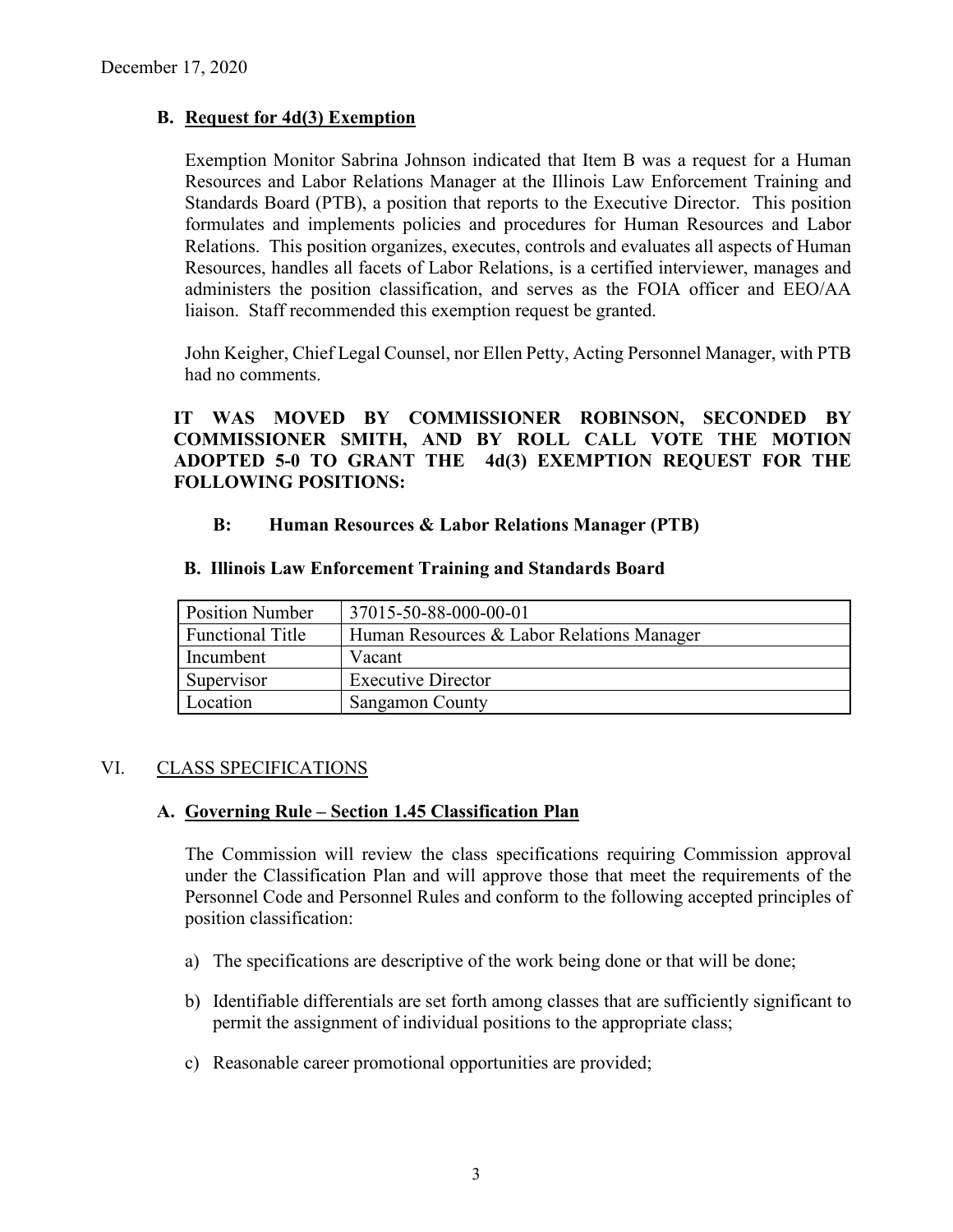December 17, 2020

### B. Request for 4d(3) Exemption

Exemption Monitor Sabrina Johnson indicated that Item B was a request for a Human Resources and Labor Relations Manager at the Illinois Law Enforcement Training and Standards Board (PTB), a position that reports to the Executive Director. This position formulates and implements policies and procedures for Human Resources and Labor Relations. This position organizes, executes, controls and evaluates all aspects of Human Resources, handles all facets of Labor Relations, is a certified interviewer, manages and administers the position classification, and serves as the FOIA officer and EEO/AA liaison. Staff recommended this exemption request be granted.

John Keigher, Chief Legal Counsel, nor Ellen Petty, Acting Personnel Manager, with PTB had no comments.

**IT WAS MOVED BY COMMISSIONER ROBINSON, SECONDED BY COMMISSIONER SMITH, AND BY ROLL CALL VOTE THE MOTION ADOPTED 5-0 TO GRANT THE 4d(3) EXEMPTION REQUEST FOR THE FOLLOWING POSITIONS:**

**B: Human Resources & Labor Relations Manager (PTB)**

**B. Illinois Law Enforcement Training and Standards Board**

| Position Number | 37015-50-88-000-00-01 |
|---|---|
| Functional Title | Human Resources & Labor Relations Manager |
| Incumbent | Vacant |
| Supervisor | Executive Director |
| Location | Sangamon County |

## VI. CLASS SPECIFICATIONS

### A. Governing Rule – Section 1.45 Classification Plan

The Commission will review the class specifications requiring Commission approval under the Classification Plan and will approve those that meet the requirements of the Personnel Code and Personnel Rules and conform to the following accepted principles of position classification:

a) The specifications are descriptive of the work being done or that will be done;

b) Identifiable differentials are set forth among classes that are sufficiently significant to permit the assignment of individual positions to the appropriate class;

c) Reasonable career promotional opportunities are provided;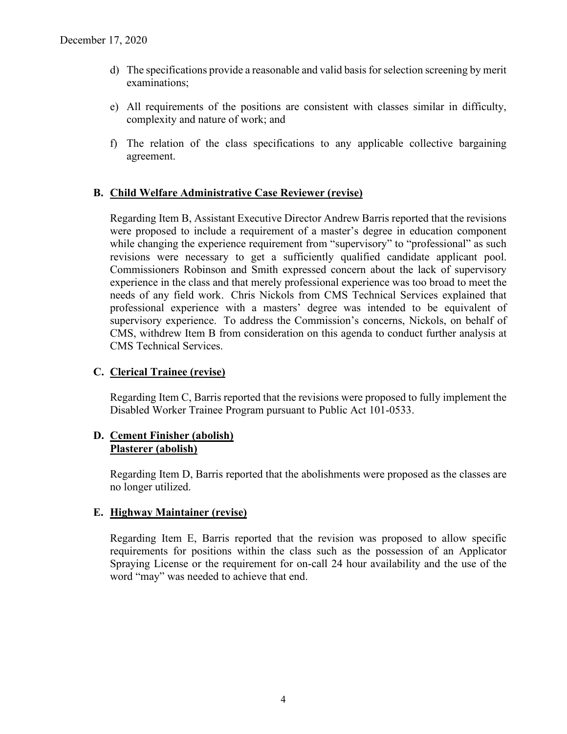d) The specifications provide a reasonable and valid basis for selection screening by merit examinations;

e) All requirements of the positions are consistent with classes similar in difficulty, complexity and nature of work; and

f) The relation of the class specifications to any applicable collective bargaining agreement.

**B. Child Welfare Administrative Case Reviewer (revise)**

Regarding Item B, Assistant Executive Director Andrew Barris reported that the revisions were proposed to include a requirement of a master's degree in education component while changing the experience requirement from "supervisory" to "professional" as such revisions were necessary to get a sufficiently qualified candidate applicant pool. Commissioners Robinson and Smith expressed concern about the lack of supervisory experience in the class and that merely professional experience was too broad to meet the needs of any field work. Chris Nickols from CMS Technical Services explained that professional experience with a masters' degree was intended to be equivalent of supervisory experience. To address the Commission's concerns, Nickols, on behalf of CMS, withdrew Item B from consideration on this agenda to conduct further analysis at CMS Technical Services.

**C. Clerical Trainee (revise)**

Regarding Item C, Barris reported that the revisions were proposed to fully implement the Disabled Worker Trainee Program pursuant to Public Act 101-0533.

**D. Cement Finisher (abolish)**
**Plasterer (abolish)**

Regarding Item D, Barris reported that the abolishments were proposed as the classes are no longer utilized.

**E. Highway Maintainer (revise)**

Regarding Item E, Barris reported that the revision was proposed to allow specific requirements for positions within the class such as the possession of an Applicator Spraying License or the requirement for on-call 24 hour availability and the use of the word "may" was needed to achieve that end.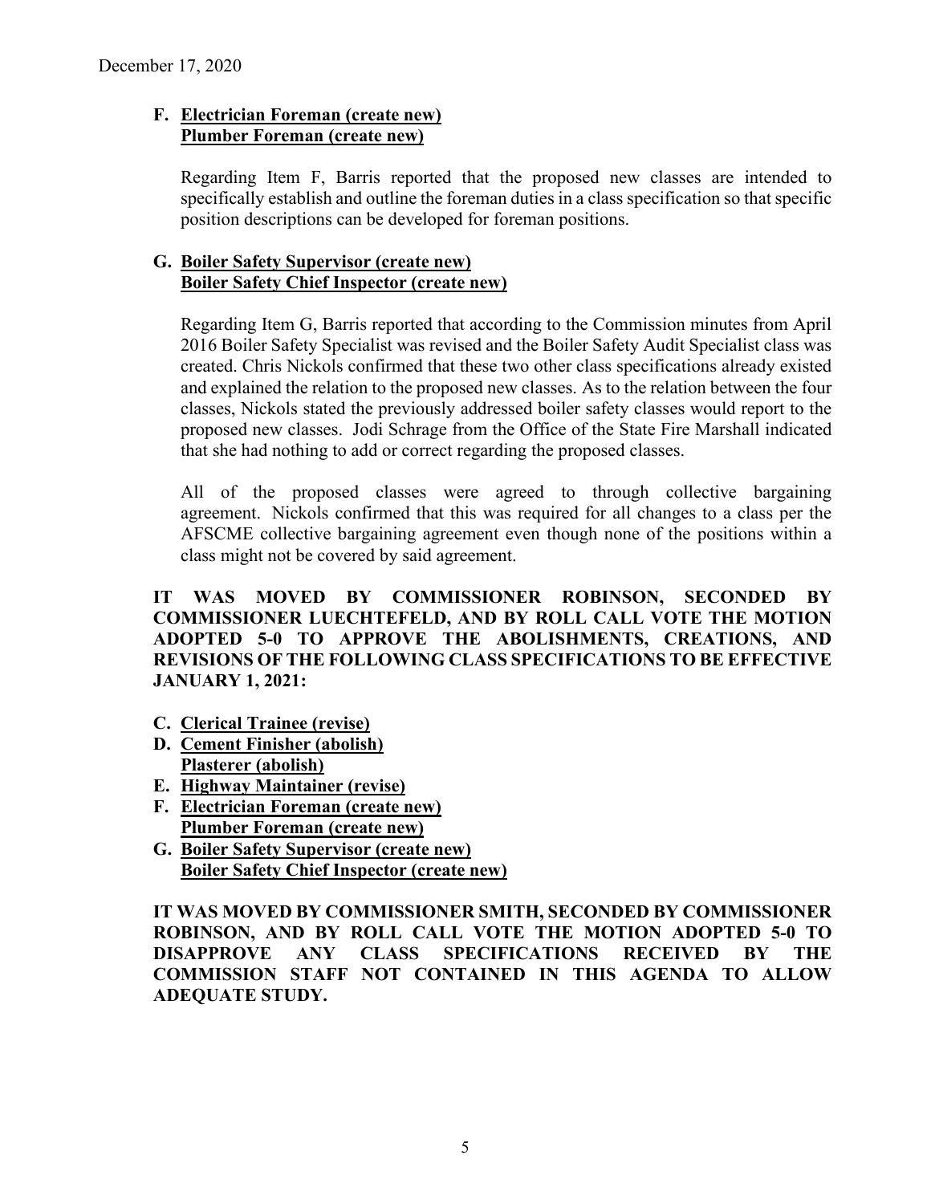**F. Electrician Foreman (create new)**
**Plumber Foreman (create new)**

Regarding Item F, Barris reported that the proposed new classes are intended to specifically establish and outline the foreman duties in a class specification so that specific position descriptions can be developed for foreman positions.

**G. Boiler Safety Supervisor (create new)**
**Boiler Safety Chief Inspector (create new)**

Regarding Item G, Barris reported that according to the Commission minutes from April 2016 Boiler Safety Specialist was revised and the Boiler Safety Audit Specialist class was created. Chris Nickols confirmed that these two other class specifications already existed and explained the relation to the proposed new classes. As to the relation between the four classes, Nickols stated the previously addressed boiler safety classes would report to the proposed new classes. Jodi Schrage from the Office of the State Fire Marshall indicated that she had nothing to add or correct regarding the proposed classes.

All of the proposed classes were agreed to through collective bargaining agreement. Nickols confirmed that this was required for all changes to a class per the AFSCME collective bargaining agreement even though none of the positions within a class might not be covered by said agreement.

**IT WAS MOVED BY COMMISSIONER ROBINSON, SECONDED BY COMMISSIONER LUECHTEFELD, AND BY ROLL CALL VOTE THE MOTION ADOPTED 5-0 TO APPROVE THE ABOLISHMENTS, CREATIONS, AND REVISIONS OF THE FOLLOWING CLASS SPECIFICATIONS TO BE EFFECTIVE JANUARY 1, 2021:**

- **C. Clerical Trainee (revise)**
- **D. Cement Finisher (abolish)**
  **Plasterer (abolish)**
- **E. Highway Maintainer (revise)**
- **F. Electrician Foreman (create new)**
  **Plumber Foreman (create new)**
- **G. Boiler Safety Supervisor (create new)**
  **Boiler Safety Chief Inspector (create new)**

**IT WAS MOVED BY COMMISSIONER SMITH, SECONDED BY COMMISSIONER ROBINSON, AND BY ROLL CALL VOTE THE MOTION ADOPTED 5-0 TO DISAPPROVE ANY CLASS SPECIFICATIONS RECEIVED BY THE COMMISSION STAFF NOT CONTAINED IN THIS AGENDA TO ALLOW ADEQUATE STUDY.**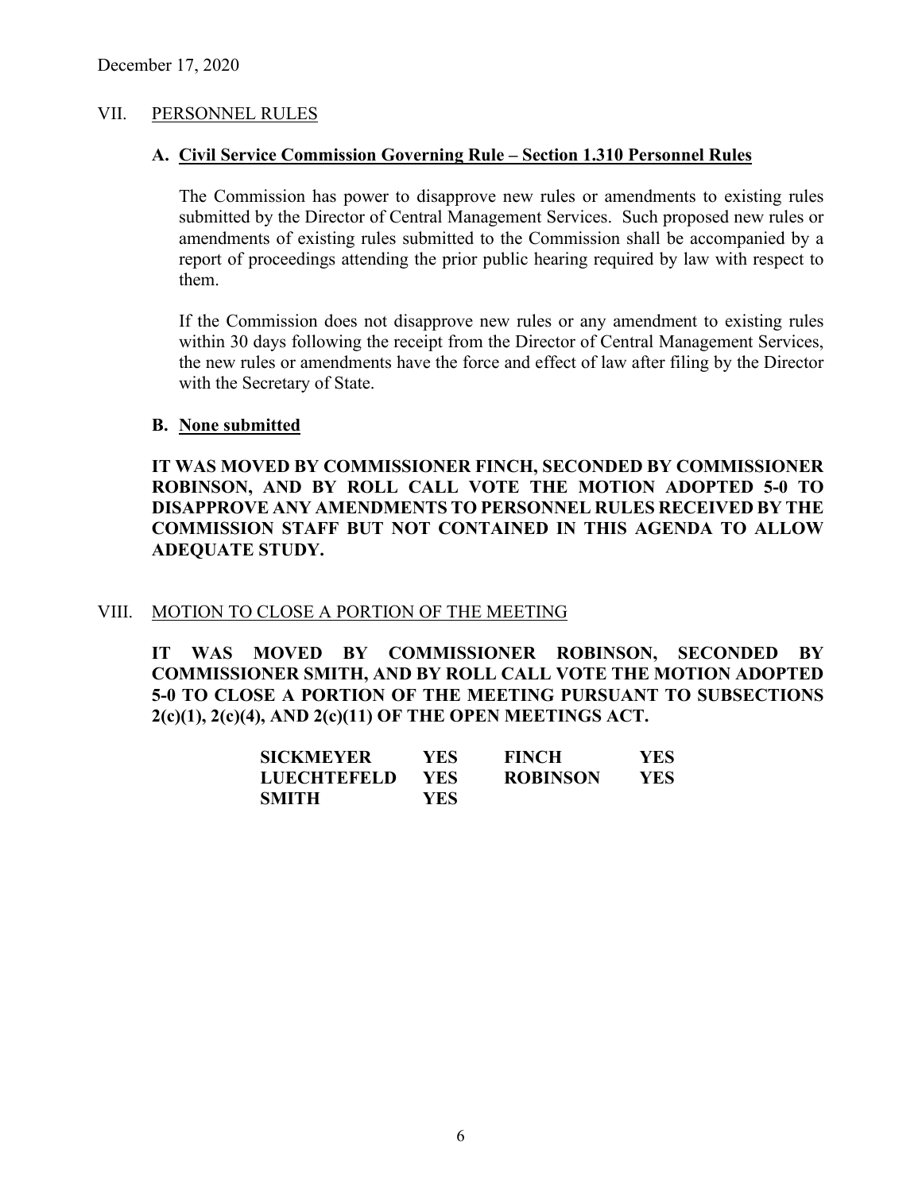December 17, 2020

## VII. PERSONNEL RULES

### A. Civil Service Commission Governing Rule – Section 1.310 Personnel Rules

The Commission has power to disapprove new rules or amendments to existing rules submitted by the Director of Central Management Services. Such proposed new rules or amendments of existing rules submitted to the Commission shall be accompanied by a report of proceedings attending the prior public hearing required by law with respect to them.

If the Commission does not disapprove new rules or any amendment to existing rules within 30 days following the receipt from the Director of Central Management Services, the new rules or amendments have the force and effect of law after filing by the Director with the Secretary of State.

### B. None submitted

**IT WAS MOVED BY COMMISSIONER FINCH, SECONDED BY COMMISSIONER ROBINSON, AND BY ROLL CALL VOTE THE MOTION ADOPTED 5-0 TO DISAPPROVE ANY AMENDMENTS TO PERSONNEL RULES RECEIVED BY THE COMMISSION STAFF BUT NOT CONTAINED IN THIS AGENDA TO ALLOW ADEQUATE STUDY.**

## VIII. MOTION TO CLOSE A PORTION OF THE MEETING

**IT WAS MOVED BY COMMISSIONER ROBINSON, SECONDED BY COMMISSIONER SMITH, AND BY ROLL CALL VOTE THE MOTION ADOPTED 5-0 TO CLOSE A PORTION OF THE MEETING PURSUANT TO SUBSECTIONS 2(c)(1), 2(c)(4), AND 2(c)(11) OF THE OPEN MEETINGS ACT.**

| | | | |
|---|---|---|---|
| **SICKMEYER** | **YES** | **FINCH** | **YES** |
| **LUECHTEFELD** | **YES** | **ROBINSON** | **YES** |
| **SMITH** | **YES** | | |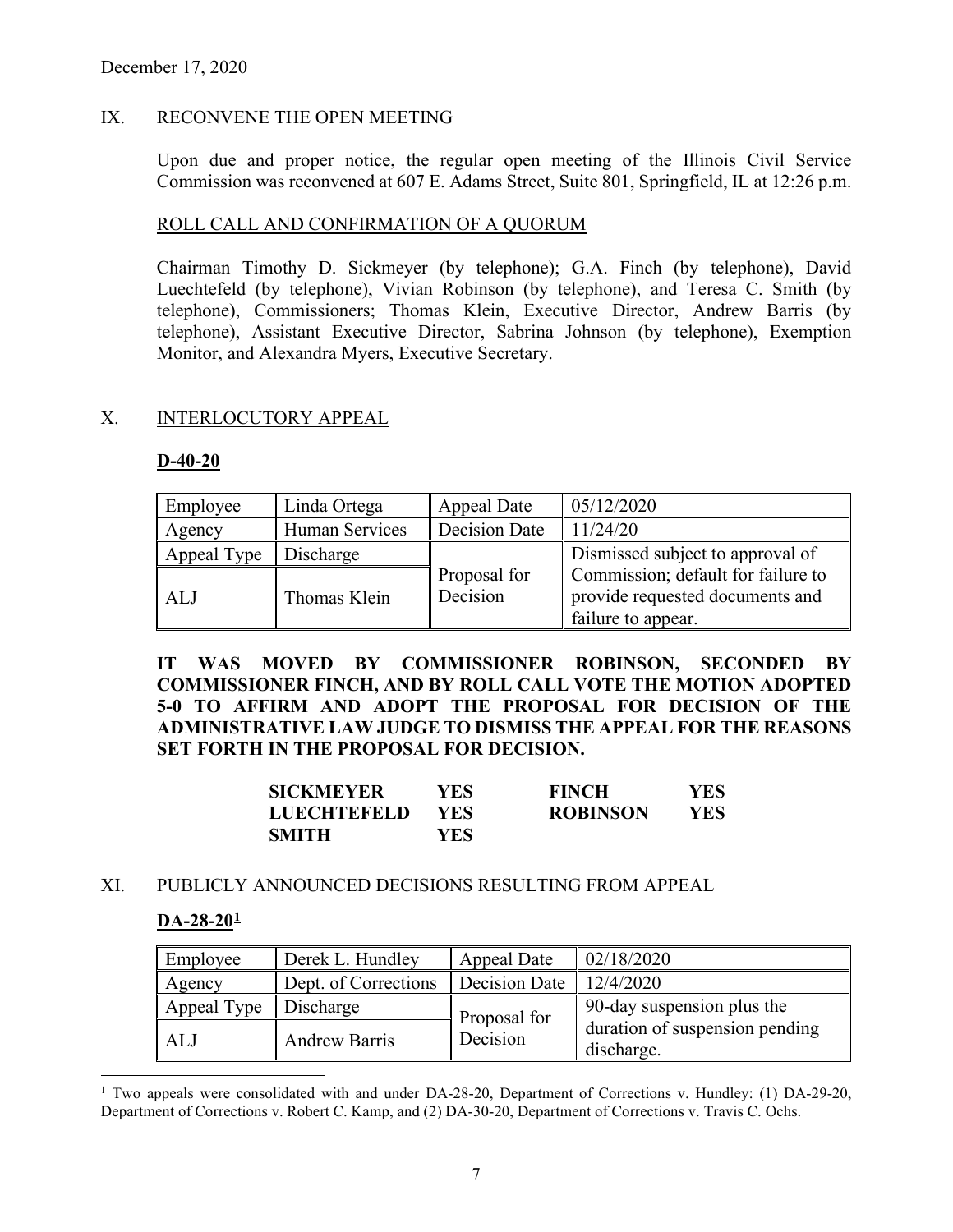December 17, 2020

## IX. RECONVENE THE OPEN MEETING

Upon due and proper notice, the regular open meeting of the Illinois Civil Service Commission was reconvened at 607 E. Adams Street, Suite 801, Springfield, IL at 12:26 p.m.

### ROLL CALL AND CONFIRMATION OF A QUORUM

Chairman Timothy D. Sickmeyer (by telephone); G.A. Finch (by telephone), David Luechtefeld (by telephone), Vivian Robinson (by telephone), and Teresa C. Smith (by telephone), Commissioners; Thomas Klein, Executive Director, Andrew Barris (by telephone), Assistant Executive Director, Sabrina Johnson (by telephone), Exemption Monitor, and Alexandra Myers, Executive Secretary.

## X. INTERLOCUTORY APPEAL

**D-40-20**

| Employee | Linda Ortega | Appeal Date | 05/12/2020 |
|---|---|---|---|
| Agency | Human Services | Decision Date | 11/24/20 |
| Appeal Type | Discharge | Proposal for Decision | Dismissed subject to approval of Commission; default for failure to provide requested documents and failure to appear. |
| ALJ | Thomas Klein | | |

**IT WAS MOVED BY COMMISSIONER ROBINSON, SECONDED BY COMMISSIONER FINCH, AND BY ROLL CALL VOTE THE MOTION ADOPTED 5-0 TO AFFIRM AND ADOPT THE PROPOSAL FOR DECISION OF THE ADMINISTRATIVE LAW JUDGE TO DISMISS THE APPEAL FOR THE REASONS SET FORTH IN THE PROPOSAL FOR DECISION.**

| | | | |
|---|---|---|---|
| **SICKMEYER** | **YES** | **FINCH** | **YES** |
| **LUECHTEFELD** | **YES** | **ROBINSON** | **YES** |
| **SMITH** | **YES** | | |

## XI. PUBLICLY ANNOUNCED DECISIONS RESULTING FROM APPEAL

**DA-28-20[1]**

| Employee | Derek L. Hundley | Appeal Date | 02/18/2020 |
|---|---|---|---|
| Agency | Dept. of Corrections | Decision Date | 12/4/2020 |
| Appeal Type | Discharge | Proposal for Decision | 90-day suspension plus the duration of suspension pending discharge. |
| ALJ | Andrew Barris | | |

[1] Two appeals were consolidated with and under DA-28-20, Department of Corrections v. Hundley: (1) DA-29-20, Department of Corrections v. Robert C. Kamp, and (2) DA-30-20, Department of Corrections v. Travis C. Ochs.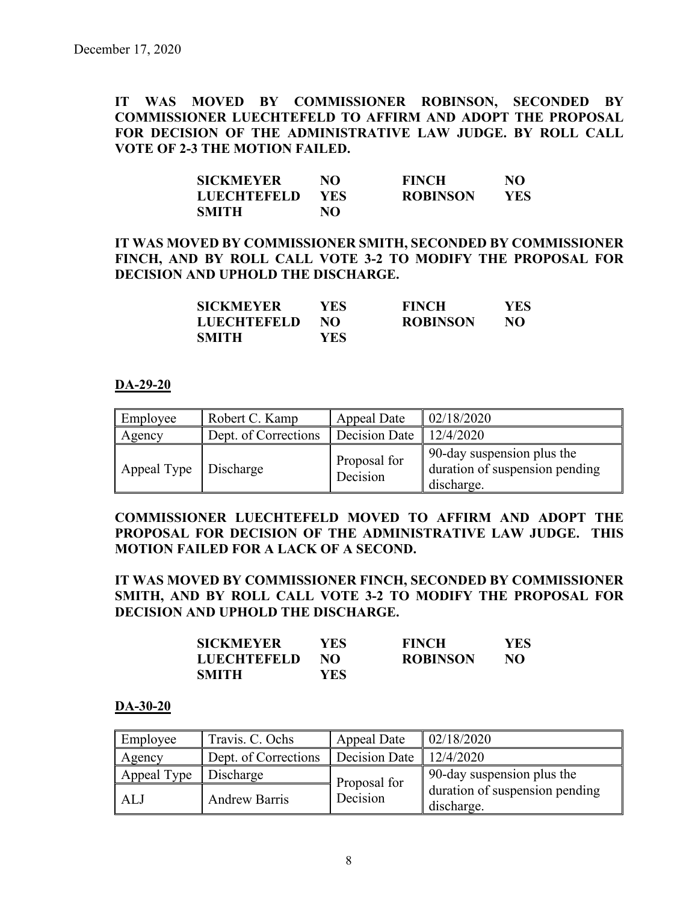December 17, 2020

**IT WAS MOVED BY COMMISSIONER ROBINSON, SECONDED BY COMMISSIONER LUECHTEFELD TO AFFIRM AND ADOPT THE PROPOSAL FOR DECISION OF THE ADMINISTRATIVE LAW JUDGE. BY ROLL CALL VOTE OF 2-3 THE MOTION FAILED.**

| | | | |
|---|---|---|---|
| **SICKMEYER** | **NO** | **FINCH** | **NO** |
| **LUECHTEFELD** | **YES** | **ROBINSON** | **YES** |
| **SMITH** | **NO** | | |

**IT WAS MOVED BY COMMISSIONER SMITH, SECONDED BY COMMISSIONER FINCH, AND BY ROLL CALL VOTE 3-2 TO MODIFY THE PROPOSAL FOR DECISION AND UPHOLD THE DISCHARGE.**

| | | | |
|---|---|---|---|
| **SICKMEYER** | **YES** | **FINCH** | **YES** |
| **LUECHTEFELD** | **NO** | **ROBINSON** | **NO** |
| **SMITH** | **YES** | | |

**DA-29-20**

| Employee | Robert C. Kamp | Appeal Date | 02/18/2020 |
|---|---|---|---|
| Agency | Dept. of Corrections | Decision Date | 12/4/2020 |
| Appeal Type | Discharge | Proposal for Decision | 90-day suspension plus the duration of suspension pending discharge. |

**COMMISSIONER LUECHTEFELD MOVED TO AFFIRM AND ADOPT THE PROPOSAL FOR DECISION OF THE ADMINISTRATIVE LAW JUDGE. THIS MOTION FAILED FOR A LACK OF A SECOND.**

**IT WAS MOVED BY COMMISSIONER FINCH, SECONDED BY COMMISSIONER SMITH, AND BY ROLL CALL VOTE 3-2 TO MODIFY THE PROPOSAL FOR DECISION AND UPHOLD THE DISCHARGE.**

| | | | |
|---|---|---|---|
| **SICKMEYER** | **YES** | **FINCH** | **YES** |
| **LUECHTEFELD** | **NO** | **ROBINSON** | **NO** |
| **SMITH** | **YES** | | |

**DA-30-20**

| Employee | Travis. C. Ochs | Appeal Date | 02/18/2020 |
|---|---|---|---|
| Agency | Dept. of Corrections | Decision Date | 12/4/2020 |
| Appeal Type | Discharge | Proposal for Decision | 90-day suspension plus the duration of suspension pending discharge. |
| ALJ | Andrew Barris | | |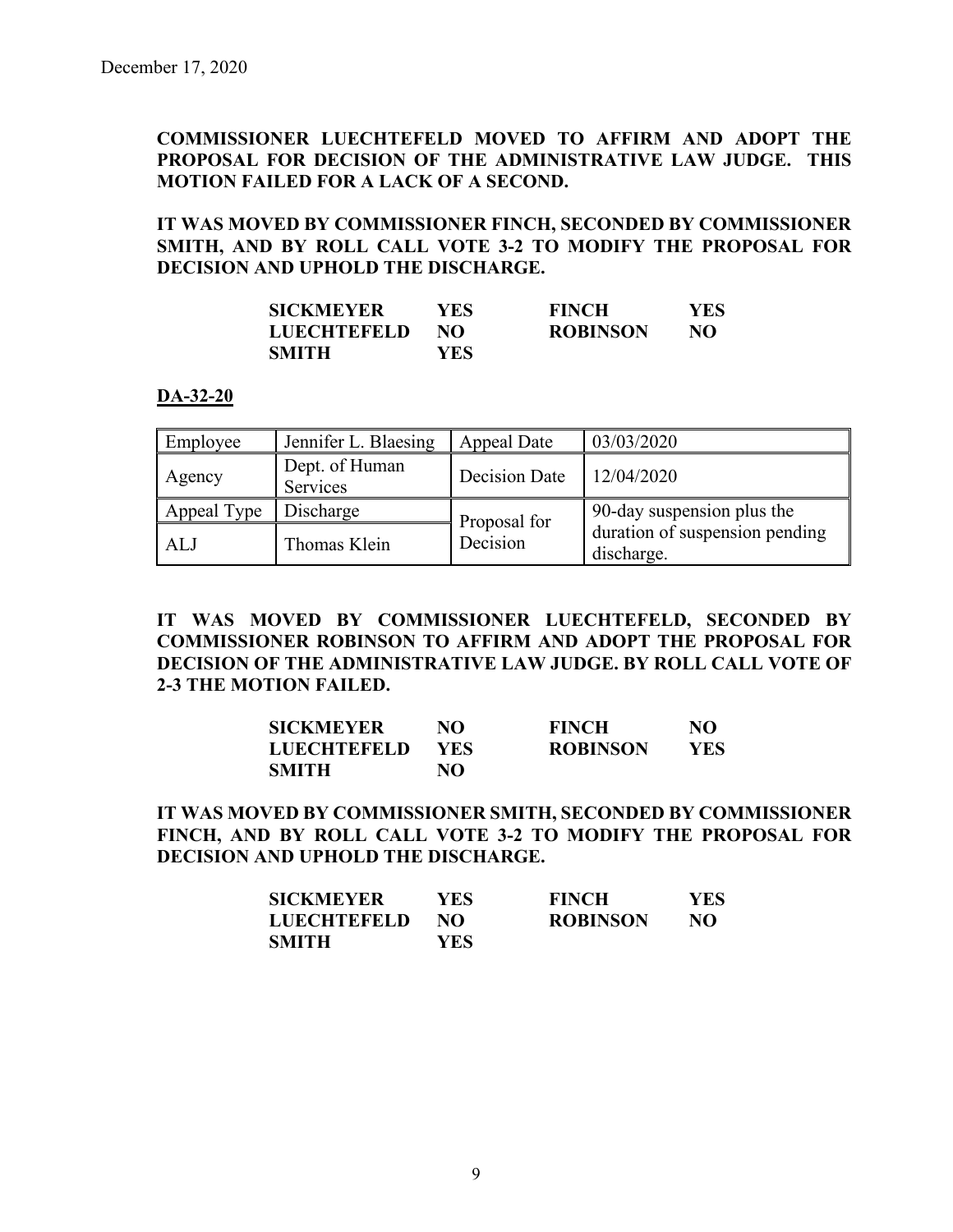December 17, 2020

**COMMISSIONER LUECHTEFELD MOVED TO AFFIRM AND ADOPT THE PROPOSAL FOR DECISION OF THE ADMINISTRATIVE LAW JUDGE. THIS MOTION FAILED FOR A LACK OF A SECOND.**

**IT WAS MOVED BY COMMISSIONER FINCH, SECONDED BY COMMISSIONER SMITH, AND BY ROLL CALL VOTE 3-2 TO MODIFY THE PROPOSAL FOR DECISION AND UPHOLD THE DISCHARGE.**

| | | | |
|---|---|---|---|
| **SICKMEYER** | **YES** | **FINCH** | **YES** |
| **LUECHTEFELD** | **NO** | **ROBINSON** | **NO** |
| **SMITH** | **YES** | | |

**DA-32-20**

| Employee | Jennifer L. Blaesing | Appeal Date | 03/03/2020 |
|---|---|---|---|
| Agency | Dept. of Human Services | Decision Date | 12/04/2020 |
| Appeal Type | Discharge | Proposal for Decision | 90-day suspension plus the duration of suspension pending discharge. |
| ALJ | Thomas Klein | | |

**IT WAS MOVED BY COMMISSIONER LUECHTEFELD, SECONDED BY COMMISSIONER ROBINSON TO AFFIRM AND ADOPT THE PROPOSAL FOR DECISION OF THE ADMINISTRATIVE LAW JUDGE. BY ROLL CALL VOTE OF 2-3 THE MOTION FAILED.**

| | | | |
|---|---|---|---|
| **SICKMEYER** | **NO** | **FINCH** | **NO** |
| **LUECHTEFELD** | **YES** | **ROBINSON** | **YES** |
| **SMITH** | **NO** | | |

**IT WAS MOVED BY COMMISSIONER SMITH, SECONDED BY COMMISSIONER FINCH, AND BY ROLL CALL VOTE 3-2 TO MODIFY THE PROPOSAL FOR DECISION AND UPHOLD THE DISCHARGE.**

| | | | |
|---|---|---|---|
| **SICKMEYER** | **YES** | **FINCH** | **YES** |
| **LUECHTEFELD** | **NO** | **ROBINSON** | **NO** |
| **SMITH** | **YES** | | |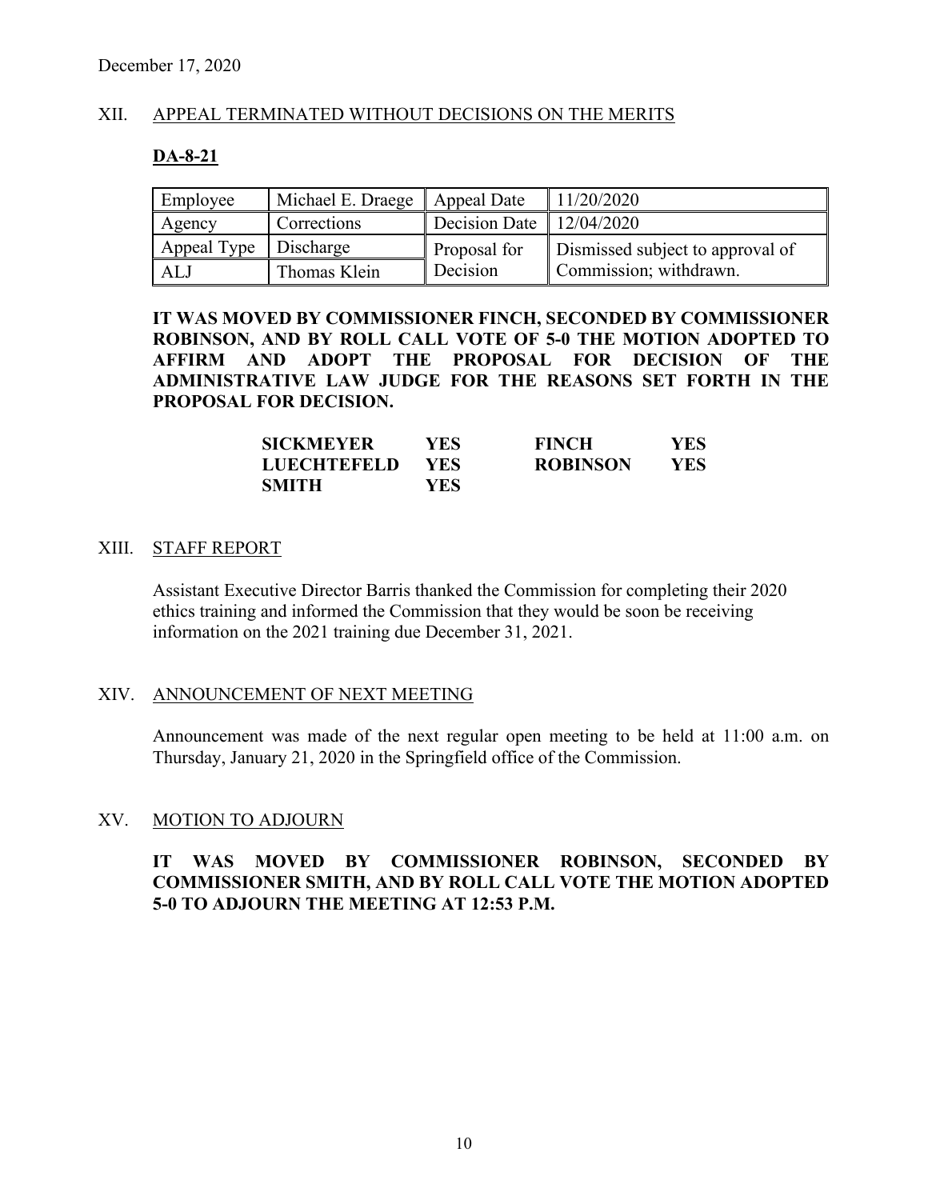December 17, 2020

## XII. APPEAL TERMINATED WITHOUT DECISIONS ON THE MERITS

### DA-8-21

| | | | |
|---|---|---|---|
| Employee | Michael E. Draege | Appeal Date | 11/20/2020 |
| Agency | Corrections | Decision Date | 12/04/2020 |
| Appeal Type | Discharge | Proposal for Decision | Dismissed subject to approval of Commission; withdrawn. |
| ALJ | Thomas Klein | | |

**IT WAS MOVED BY COMMISSIONER FINCH, SECONDED BY COMMISSIONER ROBINSON, AND BY ROLL CALL VOTE OF 5-0 THE MOTION ADOPTED TO AFFIRM AND ADOPT THE PROPOSAL FOR DECISION OF THE ADMINISTRATIVE LAW JUDGE FOR THE REASONS SET FORTH IN THE PROPOSAL FOR DECISION.**

| | | | |
|---|---|---|---|
| **SICKMEYER** | **YES** | **FINCH** | **YES** |
| **LUECHTEFELD** | **YES** | **ROBINSON** | **YES** |
| **SMITH** | **YES** | | |

## XIII. STAFF REPORT

Assistant Executive Director Barris thanked the Commission for completing their 2020 ethics training and informed the Commission that they would be soon be receiving information on the 2021 training due December 31, 2021.

## XIV. ANNOUNCEMENT OF NEXT MEETING

Announcement was made of the next regular open meeting to be held at 11:00 a.m. on Thursday, January 21, 2020 in the Springfield office of the Commission.

## XV. MOTION TO ADJOURN

**IT WAS MOVED BY COMMISSIONER ROBINSON, SECONDED BY COMMISSIONER SMITH, AND BY ROLL CALL VOTE THE MOTION ADOPTED 5-0 TO ADJOURN THE MEETING AT 12:53 P.M.**